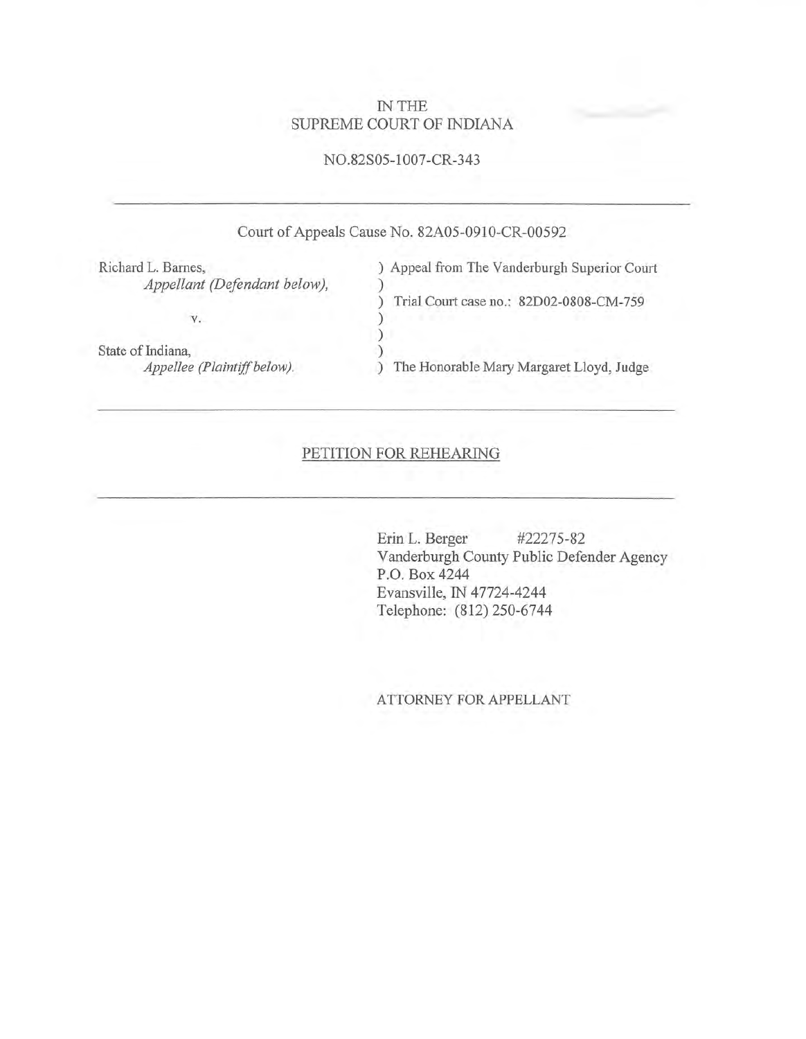IN THE
SUPREME COURT OF INDIANA

NO.82S05-1007-CR-343

---

Court of Appeals Cause No. 82A05-0910-CR-00592

| | |
|---|---|
| Richard L. Barnes, *Appellant (Defendant below),* | ) Appeal from The Vanderburgh Superior Court |
| | ) |
| | ) Trial Court case no.: 82D02-0808-CM-759 |
| v. | ) |
| | ) |
| State of Indiana, | ) |
| *Appellee (Plaintiff below).* | ) The Honorable Mary Margaret Lloyd, Judge |

---

## PETITION FOR REHEARING

---

Erin L. Berger #22275-82
Vanderburgh County Public Defender Agency
P.O. Box 4244
Evansville, IN 47724-4244
Telephone: (812) 250-6744

ATTORNEY FOR APPELLANT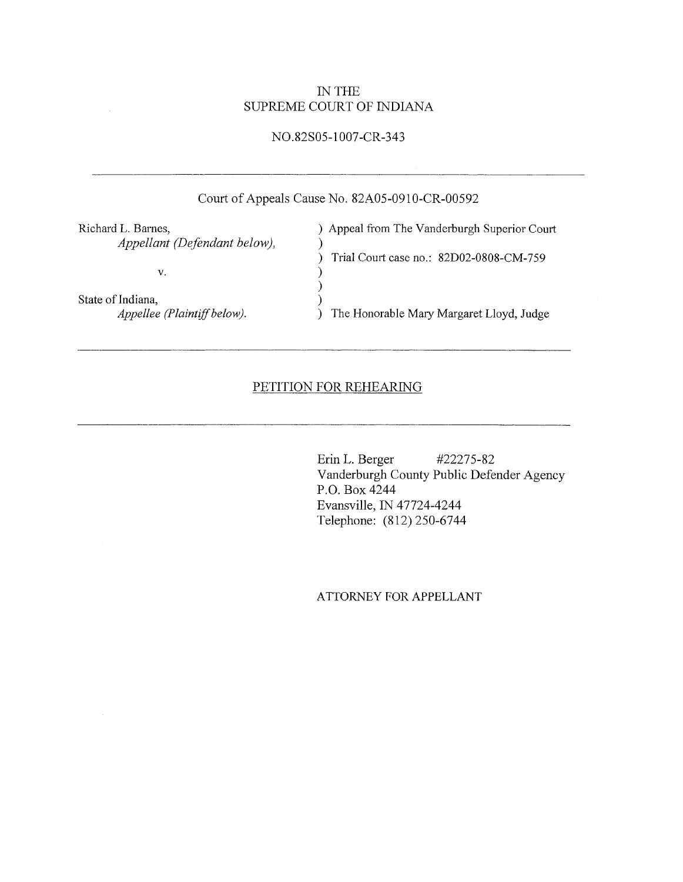IN THE
SUPREME COURT OF INDIANA

NO.82S05-1007-CR-343

---

Court of Appeals Cause No. 82A05-0910-CR-00592

| | |
|---|---|
| Richard L. Barnes, | ) Appeal from The Vanderburgh Superior Court |
| *Appellant (Defendant below),* | ) |
| | ) Trial Court case no.: 82D02-0808-CM-759 |
| v. | ) |
| | ) |
| State of Indiana, | ) |
| *Appellee (Plaintiff below).* | ) The Honorable Mary Margaret Lloyd, Judge |

---

## PETITION FOR REHEARING

---

Erin L. Berger #22275-82
Vanderburgh County Public Defender Agency
P.O. Box 4244
Evansville, IN 47724-4244
Telephone: (812) 250-6744

ATTORNEY FOR APPELLANT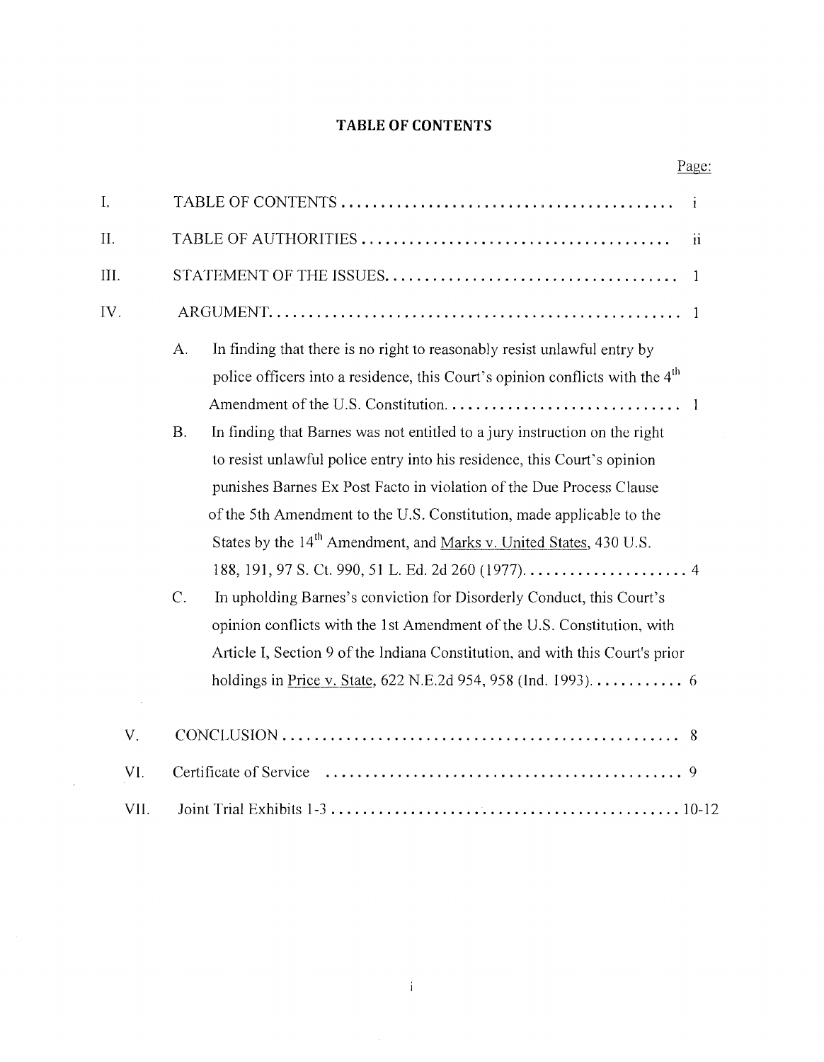# TABLE OF CONTENTS

| | | Page: |
|---|---|---|
| I. | TABLE OF CONTENTS | i |
| II. | TABLE OF AUTHORITIES | ii |
| III. | STATEMENT OF THE ISSUES | 1 |
| IV. | ARGUMENT | 1 |
| | A. In finding that there is no right to reasonably resist unlawful entry by police officers into a residence, this Court's opinion conflicts with the 4th Amendment of the U.S. Constitution | 1 |
| | B. In finding that Barnes was not entitled to a jury instruction on the right to resist unlawful police entry into his residence, this Court's opinion punishes Barnes Ex Post Facto in violation of the Due Process Clause of the 5th Amendment to the U.S. Constitution, made applicable to the States by the 14th Amendment, and Marks v. United States, 430 U.S. 188, 191, 97 S. Ct. 990, 51 L. Ed. 2d 260 (1977) | 4 |
| | C. In upholding Barnes's conviction for Disorderly Conduct, this Court's opinion conflicts with the 1st Amendment of the U.S. Constitution, with Article I, Section 9 of the Indiana Constitution, and with this Court's prior holdings in Price v. State, 622 N.E.2d 954, 958 (Ind. 1993) | 6 |
| V. | CONCLUSION | 8 |
| VI. | Certificate of Service | 9 |
| VII. | Joint Trial Exhibits 1-3 | 10-12 |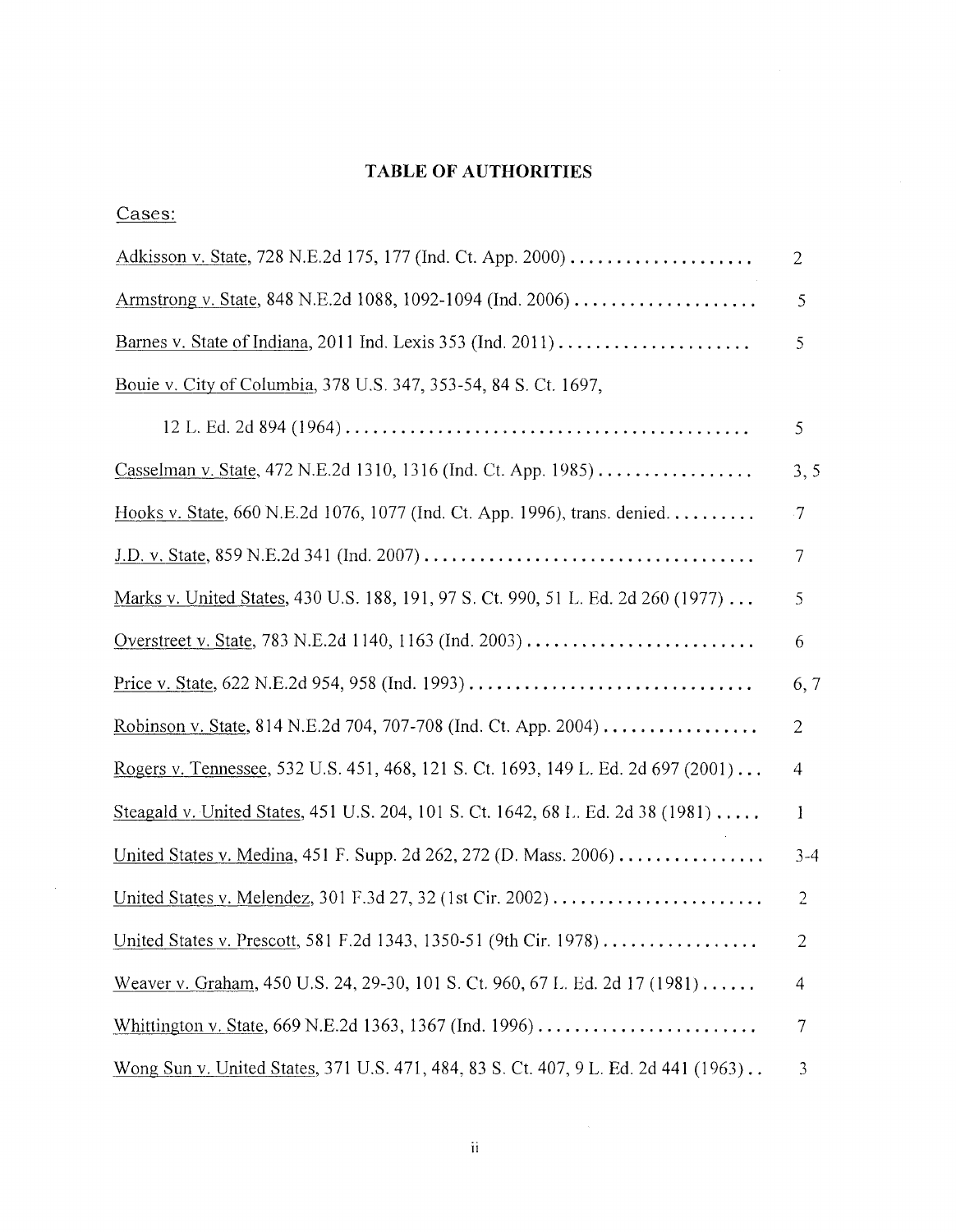## TABLE OF AUTHORITIES

Cases:

| | |
|---|---|
| Adkisson v. State, 728 N.E.2d 175, 177 (Ind. Ct. App. 2000) | 2 |
| Armstrong v. State, 848 N.E.2d 1088, 1092-1094 (Ind. 2006) | 5 |
| Barnes v. State of Indiana, 2011 Ind. Lexis 353 (Ind. 2011) | 5 |
| Bouie v. City of Columbia, 378 U.S. 347, 353-54, 84 S. Ct. 1697, 12 L. Ed. 2d 894 (1964) | 5 |
| Casselman v. State, 472 N.E.2d 1310, 1316 (Ind. Ct. App. 1985) | 3, 5 |
| Hooks v. State, 660 N.E.2d 1076, 1077 (Ind. Ct. App. 1996), trans. denied. | 7 |
| J.D. v. State, 859 N.E.2d 341 (Ind. 2007) | 7 |
| Marks v. United States, 430 U.S. 188, 191, 97 S. Ct. 990, 51 L. Ed. 2d 260 (1977) | 5 |
| Overstreet v. State, 783 N.E.2d 1140, 1163 (Ind. 2003) | 6 |
| Price v. State, 622 N.E.2d 954, 958 (Ind. 1993) | 6, 7 |
| Robinson v. State, 814 N.E.2d 704, 707-708 (Ind. Ct. App. 2004) | 2 |
| Rogers v. Tennessee, 532 U.S. 451, 468, 121 S. Ct. 1693, 149 L. Ed. 2d 697 (2001) | 4 |
| Steagald v. United States, 451 U.S. 204, 101 S. Ct. 1642, 68 L. Ed. 2d 38 (1981) | 1 |
| United States v. Medina, 451 F. Supp. 2d 262, 272 (D. Mass. 2006) | 3-4 |
| United States v. Melendez, 301 F.3d 27, 32 (1st Cir. 2002) | 2 |
| United States v. Prescott, 581 F.2d 1343, 1350-51 (9th Cir. 1978) | 2 |
| Weaver v. Graham, 450 U.S. 24, 29-30, 101 S. Ct. 960, 67 L. Ed. 2d 17 (1981) | 4 |
| Whittington v. State, 669 N.E.2d 1363, 1367 (Ind. 1996) | 7 |
| Wong Sun v. United States, 371 U.S. 471, 484, 83 S. Ct. 407, 9 L. Ed. 2d 441 (1963) | 3 |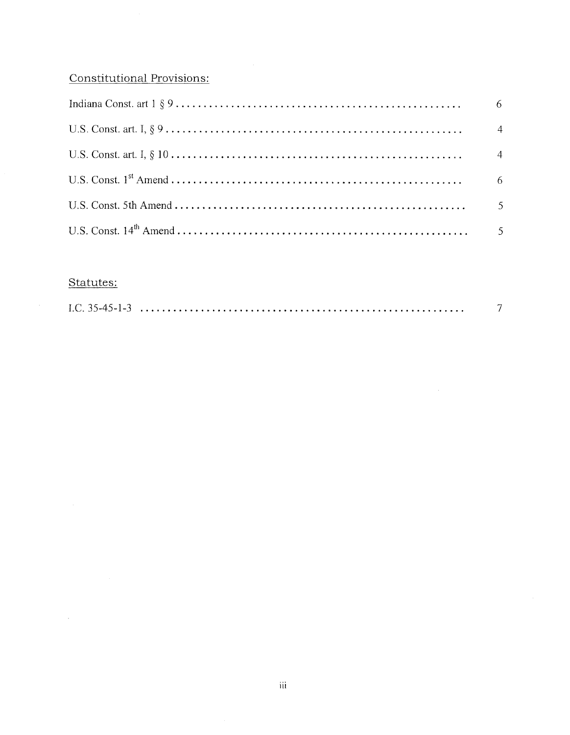## Constitutional Provisions:

| | |
|---|---|
| Indiana Const. art 1 § 9 | 6 |
| U.S. Const. art. I, § 9 | 4 |
| U.S. Const. art. I, § 10 | 4 |
| U.S. Const. 1st Amend | 6 |
| U.S. Const. 5th Amend | 5 |
| U.S. Const. 14th Amend | 5 |

## Statutes:

| | |
|---|---|
| I.C. 35-45-1-3 | 7 |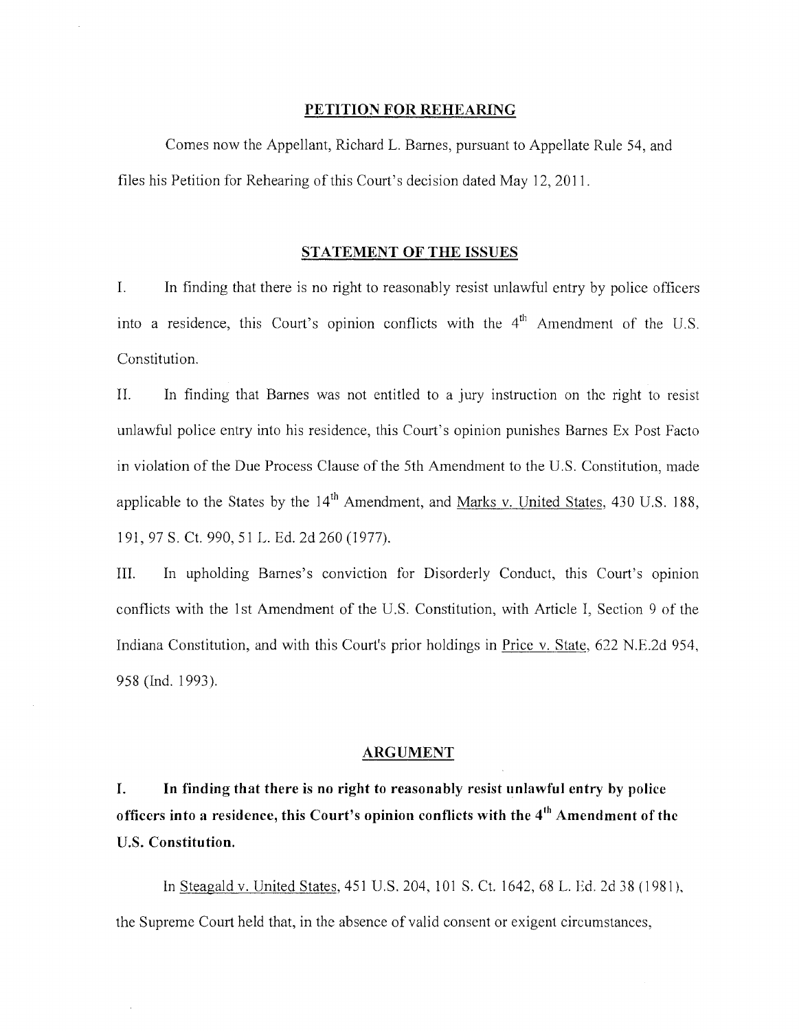## PETITION FOR REHEARING

Comes now the Appellant, Richard L. Barnes, pursuant to Appellate Rule 54, and files his Petition for Rehearing of this Court's decision dated May 12, 2011.

## STATEMENT OF THE ISSUES

I. In finding that there is no right to reasonably resist unlawful entry by police officers into a residence, this Court's opinion conflicts with the 4th Amendment of the U.S. Constitution.

II. In finding that Barnes was not entitled to a jury instruction on the right to resist unlawful police entry into his residence, this Court's opinion punishes Barnes Ex Post Facto in violation of the Due Process Clause of the 5th Amendment to the U.S. Constitution, made applicable to the States by the 14th Amendment, and Marks v. United States, 430 U.S. 188, 191, 97 S. Ct. 990, 51 L. Ed. 2d 260 (1977).

III. In upholding Barnes's conviction for Disorderly Conduct, this Court's opinion conflicts with the 1st Amendment of the U.S. Constitution, with Article I, Section 9 of the Indiana Constitution, and with this Court's prior holdings in Price v. State, 622 N.E.2d 954, 958 (Ind. 1993).

## ARGUMENT

**I. In finding that there is no right to reasonably resist unlawful entry by police officers into a residence, this Court's opinion conflicts with the 4th Amendment of the U.S. Constitution.**

In Steagald v. United States, 451 U.S. 204, 101 S. Ct. 1642, 68 L. Ed. 2d 38 (1981), the Supreme Court held that, in the absence of valid consent or exigent circumstances,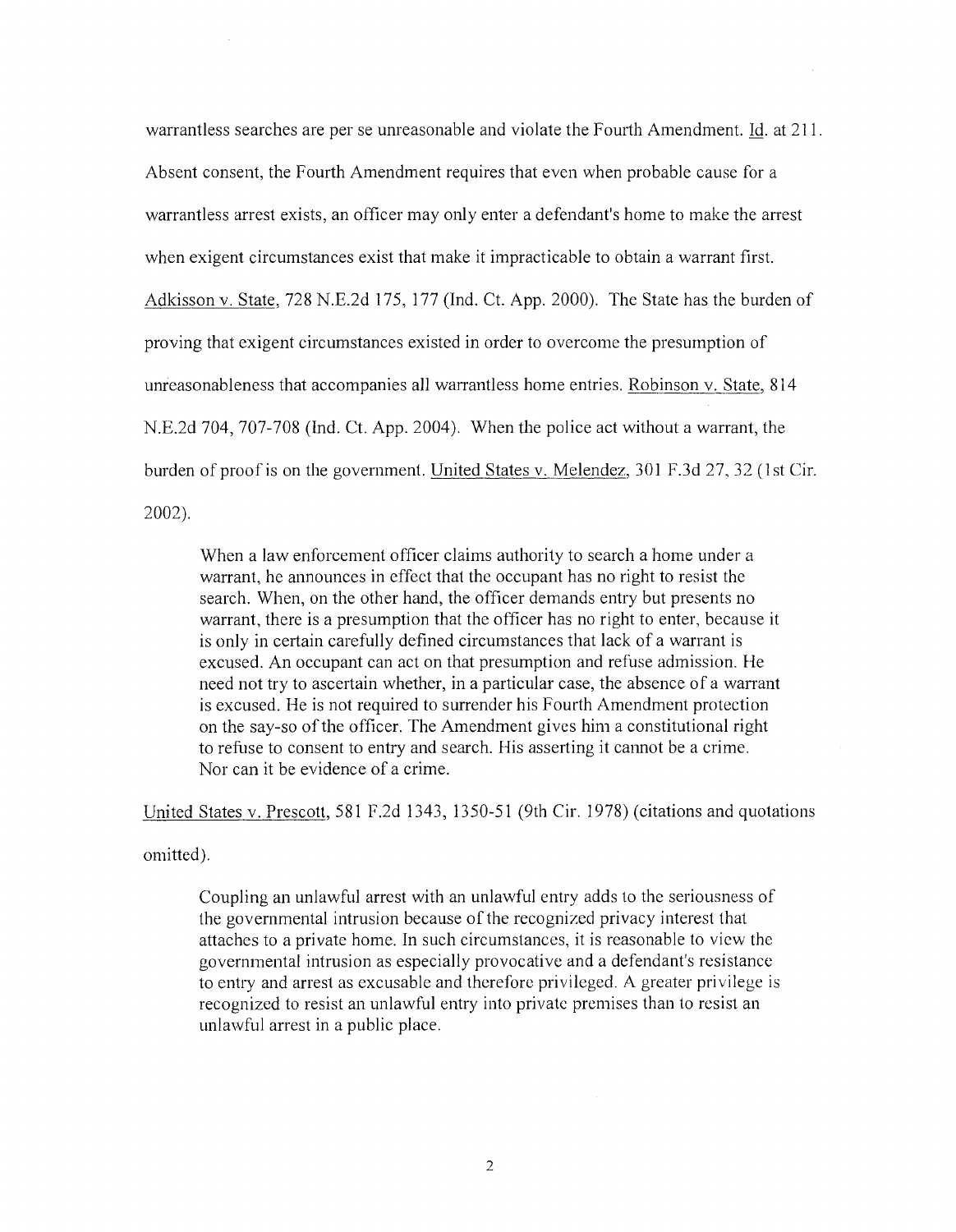warrantless searches are per se unreasonable and violate the Fourth Amendment. Id. at 211. Absent consent, the Fourth Amendment requires that even when probable cause for a warrantless arrest exists, an officer may only enter a defendant's home to make the arrest when exigent circumstances exist that make it impracticable to obtain a warrant first. Adkisson v. State, 728 N.E.2d 175, 177 (Ind. Ct. App. 2000). The State has the burden of proving that exigent circumstances existed in order to overcome the presumption of unreasonableness that accompanies all warrantless home entries. Robinson v. State, 814 N.E.2d 704, 707-708 (Ind. Ct. App. 2004). When the police act without a warrant, the burden of proof is on the government. United States v. Melendez, 301 F.3d 27, 32 (1st Cir. 2002).

> When a law enforcement officer claims authority to search a home under a warrant, he announces in effect that the occupant has no right to resist the search. When, on the other hand, the officer demands entry but presents no warrant, there is a presumption that the officer has no right to enter, because it is only in certain carefully defined circumstances that lack of a warrant is excused. An occupant can act on that presumption and refuse admission. He need not try to ascertain whether, in a particular case, the absence of a warrant is excused. He is not required to surrender his Fourth Amendment protection on the say-so of the officer. The Amendment gives him a constitutional right to refuse to consent to entry and search. His asserting it cannot be a crime. Nor can it be evidence of a crime.

United States v. Prescott, 581 F.2d 1343, 1350-51 (9th Cir. 1978) (citations and quotations omitted).

> Coupling an unlawful arrest with an unlawful entry adds to the seriousness of the governmental intrusion because of the recognized privacy interest that attaches to a private home. In such circumstances, it is reasonable to view the governmental intrusion as especially provocative and a defendant's resistance to entry and arrest as excusable and therefore privileged. A greater privilege is recognized to resist an unlawful entry into private premises than to resist an unlawful arrest in a public place.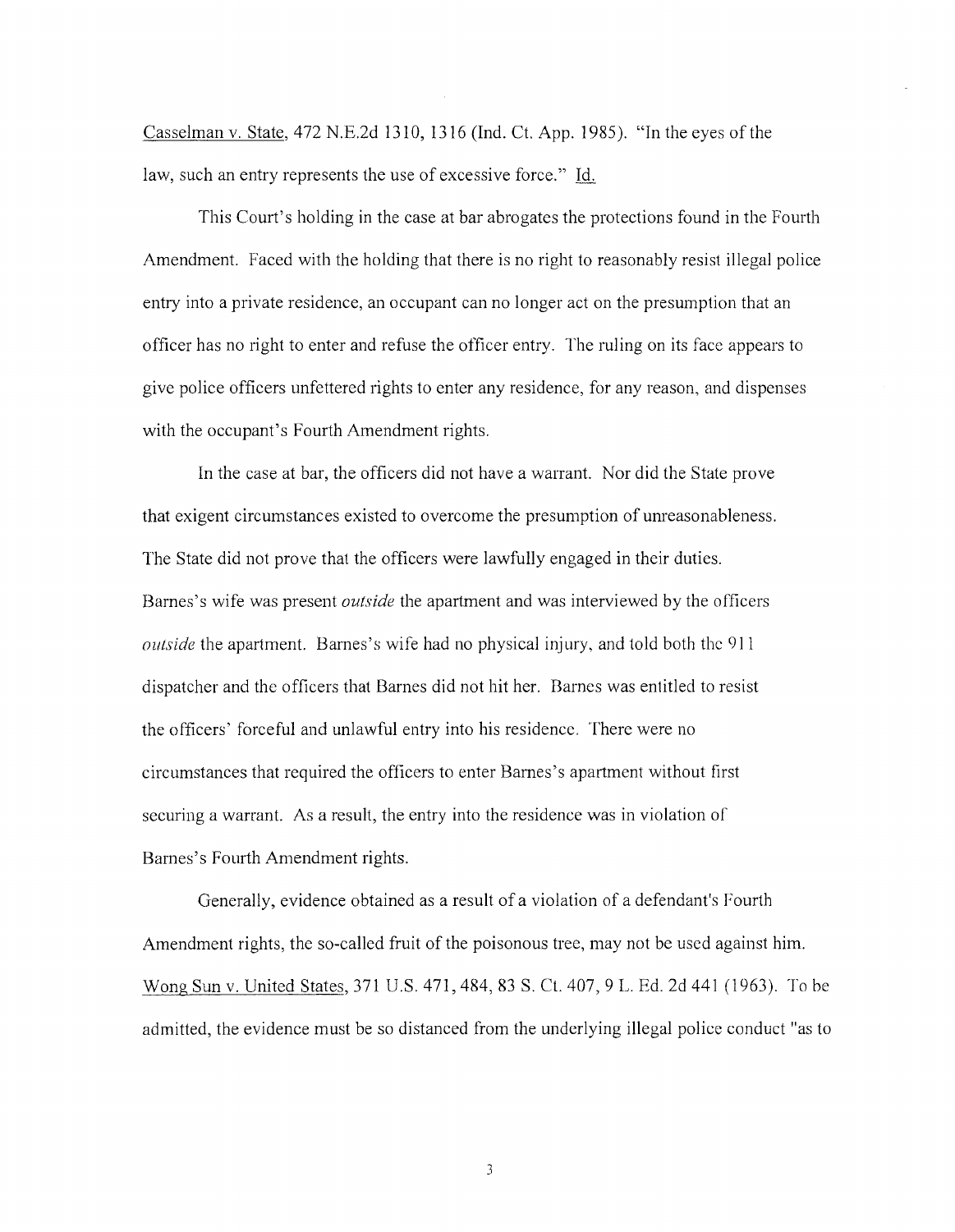Casselman v. State, 472 N.E.2d 1310, 1316 (Ind. Ct. App. 1985). "In the eyes of the law, such an entry represents the use of excessive force." Id.

This Court's holding in the case at bar abrogates the protections found in the Fourth Amendment. Faced with the holding that there is no right to reasonably resist illegal police entry into a private residence, an occupant can no longer act on the presumption that an officer has no right to enter and refuse the officer entry. The ruling on its face appears to give police officers unfettered rights to enter any residence, for any reason, and dispenses with the occupant's Fourth Amendment rights.

In the case at bar, the officers did not have a warrant. Nor did the State prove that exigent circumstances existed to overcome the presumption of unreasonableness. The State did not prove that the officers were lawfully engaged in their duties. Barnes's wife was present *outside* the apartment and was interviewed by the officers *outside* the apartment. Barnes's wife had no physical injury, and told both the 911 dispatcher and the officers that Barnes did not hit her. Barnes was entitled to resist the officers' forceful and unlawful entry into his residence. There were no circumstances that required the officers to enter Barnes's apartment without first securing a warrant. As a result, the entry into the residence was in violation of Barnes's Fourth Amendment rights.

Generally, evidence obtained as a result of a violation of a defendant's Fourth Amendment rights, the so-called fruit of the poisonous tree, may not be used against him. Wong Sun v. United States, 371 U.S. 471, 484, 83 S. Ct. 407, 9 L. Ed. 2d 441 (1963). To be admitted, the evidence must be so distanced from the underlying illegal police conduct "as to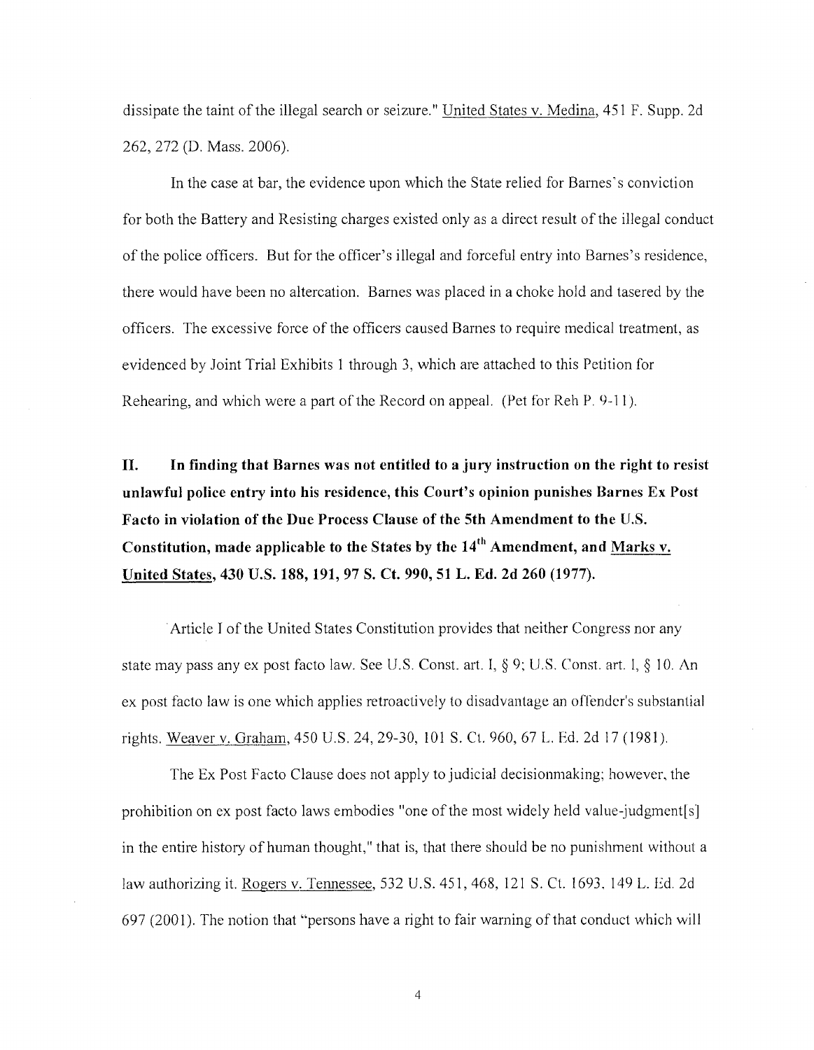dissipate the taint of the illegal search or seizure." United States v. Medina, 451 F. Supp. 2d 262, 272 (D. Mass. 2006).

In the case at bar, the evidence upon which the State relied for Barnes's conviction for both the Battery and Resisting charges existed only as a direct result of the illegal conduct of the police officers. But for the officer's illegal and forceful entry into Barnes's residence, there would have been no altercation. Barnes was placed in a choke hold and tasered by the officers. The excessive force of the officers caused Barnes to require medical treatment, as evidenced by Joint Trial Exhibits 1 through 3, which are attached to this Petition for Rehearing, and which were a part of the Record on appeal. (Pet for Reh P. 9-11).

**II. In finding that Barnes was not entitled to a jury instruction on the right to resist unlawful police entry into his residence, this Court's opinion punishes Barnes Ex Post Facto in violation of the Due Process Clause of the 5th Amendment to the U.S. Constitution, made applicable to the States by the 14th Amendment, and Marks v. United States, 430 U.S. 188, 191, 97 S. Ct. 990, 51 L. Ed. 2d 260 (1977).**

Article I of the United States Constitution provides that neither Congress nor any state may pass any ex post facto law. See U.S. Const. art. I, § 9; U.S. Const. art. I, § 10. An ex post facto law is one which applies retroactively to disadvantage an offender's substantial rights. Weaver v. Graham, 450 U.S. 24, 29-30, 101 S. Ct. 960, 67 L. Ed. 2d 17 (1981).

The Ex Post Facto Clause does not apply to judicial decisionmaking; however, the prohibition on ex post facto laws embodies "one of the most widely held value-judgment[s] in the entire history of human thought," that is, that there should be no punishment without a law authorizing it. Rogers v. Tennessee, 532 U.S. 451, 468, 121 S. Ct. 1693, 149 L. Ed. 2d 697 (2001). The notion that "persons have a right to fair warning of that conduct which will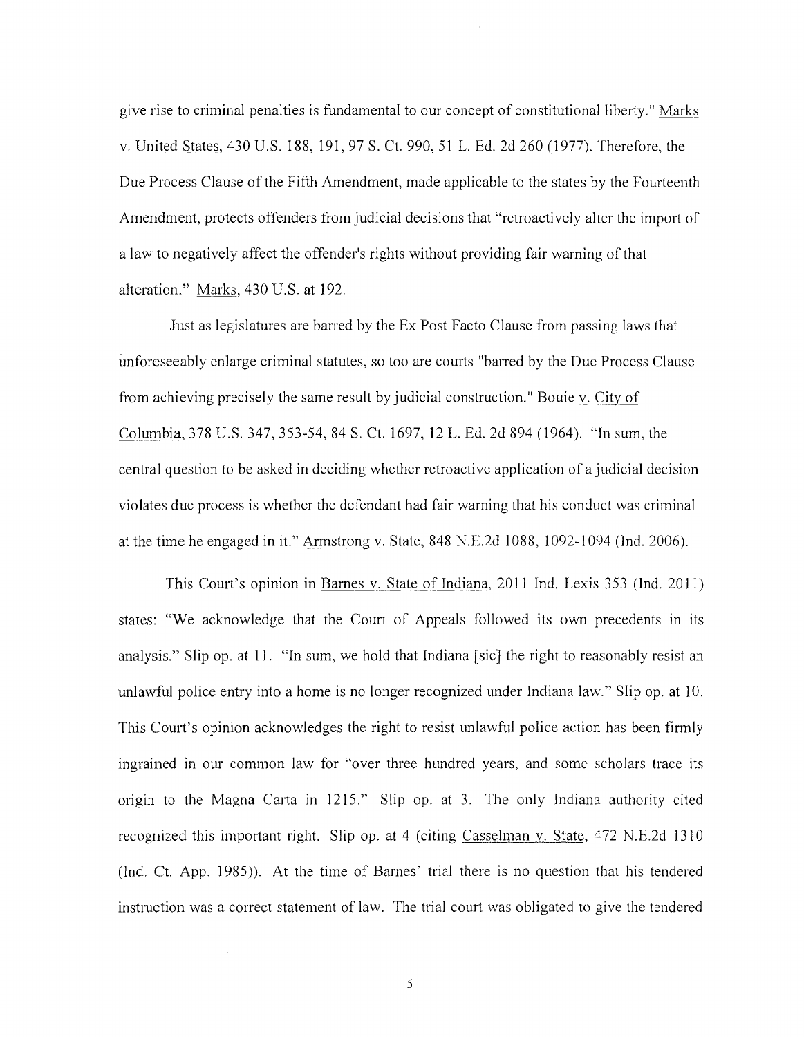give rise to criminal penalties is fundamental to our concept of constitutional liberty." Marks v. United States, 430 U.S. 188, 191, 97 S. Ct. 990, 51 L. Ed. 2d 260 (1977). Therefore, the Due Process Clause of the Fifth Amendment, made applicable to the states by the Fourteenth Amendment, protects offenders from judicial decisions that "retroactively alter the import of a law to negatively affect the offender's rights without providing fair warning of that alteration." Marks, 430 U.S. at 192.

Just as legislatures are barred by the Ex Post Facto Clause from passing laws that unforeseeably enlarge criminal statutes, so too are courts "barred by the Due Process Clause from achieving precisely the same result by judicial construction." Bouie v. City of Columbia, 378 U.S. 347, 353-54, 84 S. Ct. 1697, 12 L. Ed. 2d 894 (1964). "In sum, the central question to be asked in deciding whether retroactive application of a judicial decision violates due process is whether the defendant had fair warning that his conduct was criminal at the time he engaged in it." Armstrong v. State, 848 N.E.2d 1088, 1092-1094 (Ind. 2006).

This Court's opinion in Barnes v. State of Indiana, 2011 Ind. Lexis 353 (Ind. 2011) states: "We acknowledge that the Court of Appeals followed its own precedents in its analysis." Slip op. at 11. "In sum, we hold that Indiana [sic] the right to reasonably resist an unlawful police entry into a home is no longer recognized under Indiana law." Slip op. at 10. This Court's opinion acknowledges the right to resist unlawful police action has been firmly ingrained in our common law for "over three hundred years, and some scholars trace its origin to the Magna Carta in 1215." Slip op. at 3. The only Indiana authority cited recognized this important right. Slip op. at 4 (citing Casselman v. State, 472 N.E.2d 1310 (Ind. Ct. App. 1985)). At the time of Barnes' trial there is no question that his tendered instruction was a correct statement of law. The trial court was obligated to give the tendered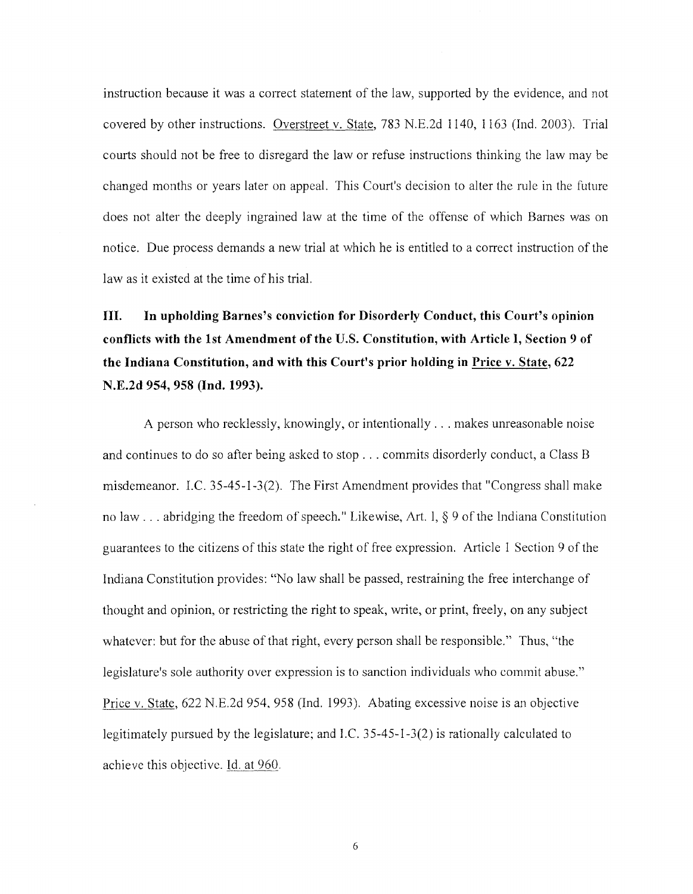instruction because it was a correct statement of the law, supported by the evidence, and not covered by other instructions. Overstreet v. State, 783 N.E.2d 1140, 1163 (Ind. 2003). Trial courts should not be free to disregard the law or refuse instructions thinking the law may be changed months or years later on appeal. This Court's decision to alter the rule in the future does not alter the deeply ingrained law at the time of the offense of which Barnes was on notice. Due process demands a new trial at which he is entitled to a correct instruction of the law as it existed at the time of his trial.

## III. In upholding Barnes's conviction for Disorderly Conduct, this Court's opinion conflicts with the 1st Amendment of the U.S. Constitution, with Article I, Section 9 of the Indiana Constitution, and with this Court's prior holding in Price v. State, 622 N.E.2d 954, 958 (Ind. 1993).

A person who recklessly, knowingly, or intentionally . . . makes unreasonable noise and continues to do so after being asked to stop . . . commits disorderly conduct, a Class B misdemeanor. I.C. 35-45-1-3(2). The First Amendment provides that "Congress shall make no law . . . abridging the freedom of speech." Likewise, Art. 1, § 9 of the Indiana Constitution guarantees to the citizens of this state the right of free expression. Article 1 Section 9 of the Indiana Constitution provides: "No law shall be passed, restraining the free interchange of thought and opinion, or restricting the right to speak, write, or print, freely, on any subject whatever: but for the abuse of that right, every person shall be responsible." Thus, "the legislature's sole authority over expression is to sanction individuals who commit abuse." Price v. State, 622 N.E.2d 954, 958 (Ind. 1993). Abating excessive noise is an objective legitimately pursued by the legislature; and I.C. 35-45-1-3(2) is rationally calculated to achieve this objective. Id. at 960.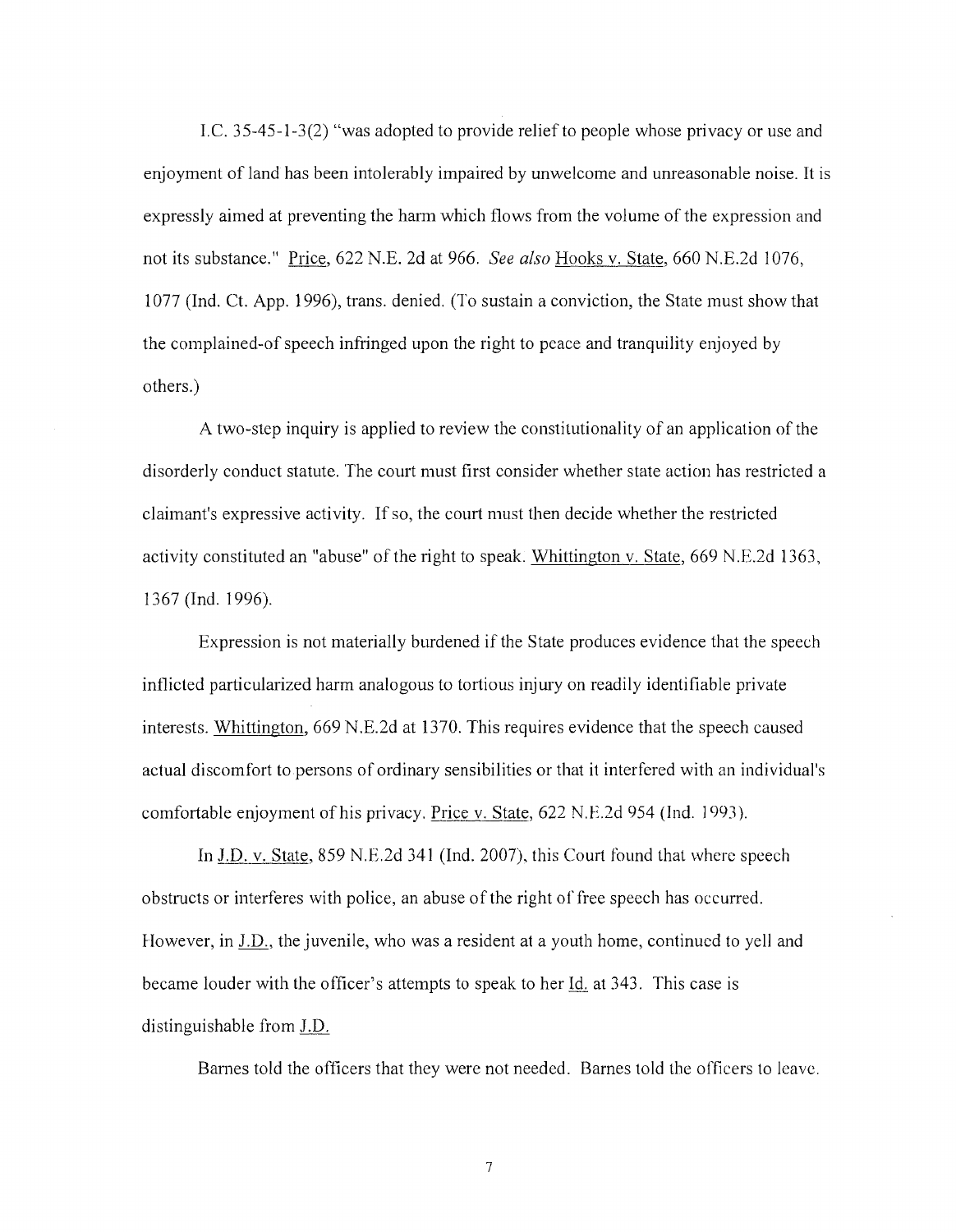I.C. 35-45-1-3(2) "was adopted to provide relief to people whose privacy or use and enjoyment of land has been intolerably impaired by unwelcome and unreasonable noise. It is expressly aimed at preventing the harm which flows from the volume of the expression and not its substance." Price, 622 N.E. 2d at 966. *See also* Hooks v. State, 660 N.E.2d 1076, 1077 (Ind. Ct. App. 1996), trans. denied. (To sustain a conviction, the State must show that the complained-of speech infringed upon the right to peace and tranquility enjoyed by others.)

A two-step inquiry is applied to review the constitutionality of an application of the disorderly conduct statute. The court must first consider whether state action has restricted a claimant's expressive activity. If so, the court must then decide whether the restricted activity constituted an "abuse" of the right to speak. Whittington v. State, 669 N.E.2d 1363, 1367 (Ind. 1996).

Expression is not materially burdened if the State produces evidence that the speech inflicted particularized harm analogous to tortious injury on readily identifiable private interests. Whittington, 669 N.E.2d at 1370. This requires evidence that the speech caused actual discomfort to persons of ordinary sensibilities or that it interfered with an individual's comfortable enjoyment of his privacy. Price v. State, 622 N.E.2d 954 (Ind. 1993).

In J.D. v. State, 859 N.E.2d 341 (Ind. 2007), this Court found that where speech obstructs or interferes with police, an abuse of the right of free speech has occurred. However, in J.D., the juvenile, who was a resident at a youth home, continued to yell and became louder with the officer's attempts to speak to her Id. at 343. This case is distinguishable from J.D.

Barnes told the officers that they were not needed. Barnes told the officers to leave.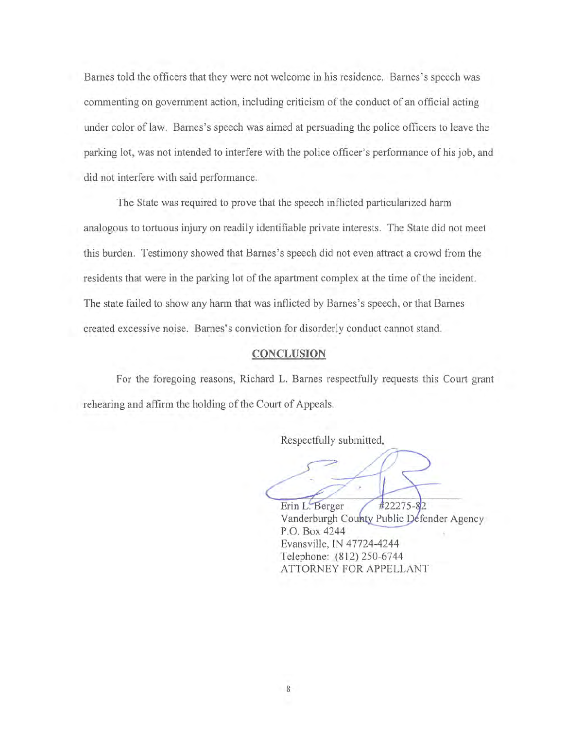Barnes told the officers that they were not welcome in his residence. Barnes's speech was commenting on government action, including criticism of the conduct of an official acting under color of law. Barnes's speech was aimed at persuading the police officers to leave the parking lot, was not intended to interfere with the police officer's performance of his job, and did not interfere with said performance.

The State was required to prove that the speech inflicted particularized harm analogous to tortuous injury on readily identifiable private interests. The State did not meet this burden. Testimony showed that Barnes's speech did not even attract a crowd from the residents that were in the parking lot of the apartment complex at the time of the incident. The state failed to show any harm that was inflicted by Barnes's speech, or that Barnes created excessive noise. Barnes's conviction for disorderly conduct cannot stand.

## CONCLUSION

For the foregoing reasons, Richard L. Barnes respectfully requests this Court grant rehearing and affirm the holding of the Court of Appeals.

Respectfully submitted,

Erin L. Berger #22275-82
Vanderburgh County Public Defender Agency
P.O. Box 4244
Evansville, IN 47724-4244
Telephone: (812) 250-6744
ATTORNEY FOR APPELLANT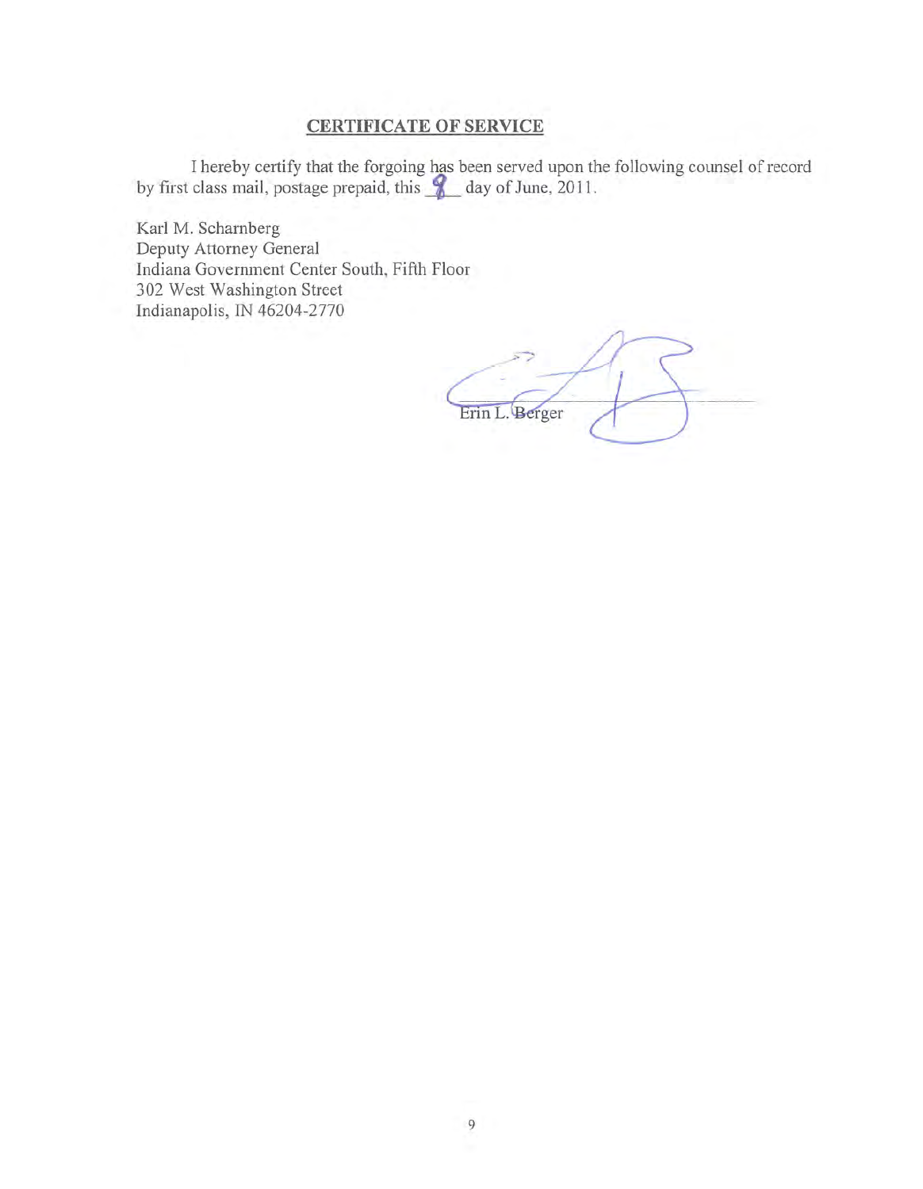## CERTIFICATE OF SERVICE

I hereby certify that the forgoing has been served upon the following counsel of record by first class mail, postage prepaid, this 8 day of June, 2011.

Karl M. Scharnberg
Deputy Attorney General
Indiana Government Center South, Fifth Floor
302 West Washington Street
Indianapolis, IN 46204-2770

Erin L. Berger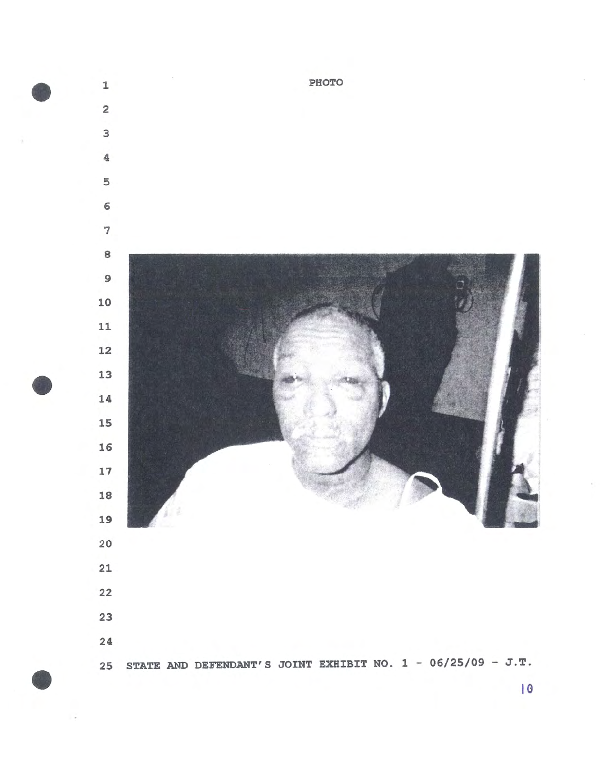PHOTO

STATE AND DEFENDANT'S JOINT EXHIBIT NO. 1 - 06/25/09 - J.T.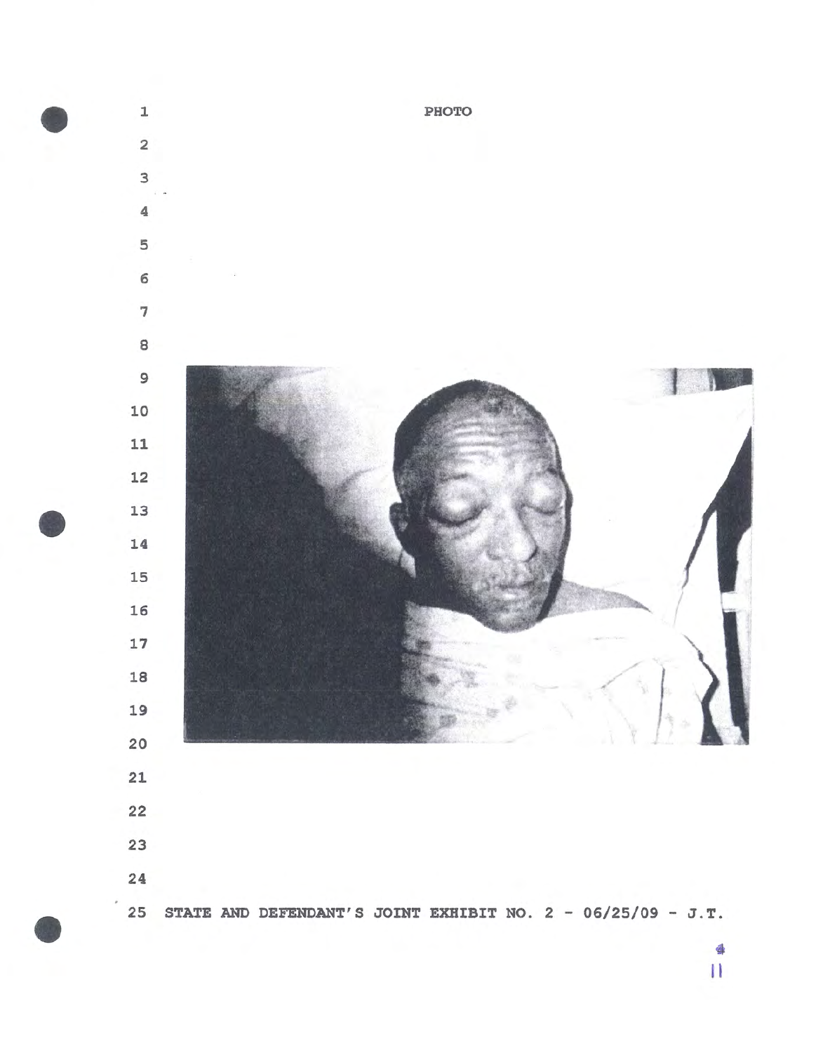PHOTO

STATE AND DEFENDANT'S JOINT EXHIBIT NO. 2 - 06/25/09 - J.T.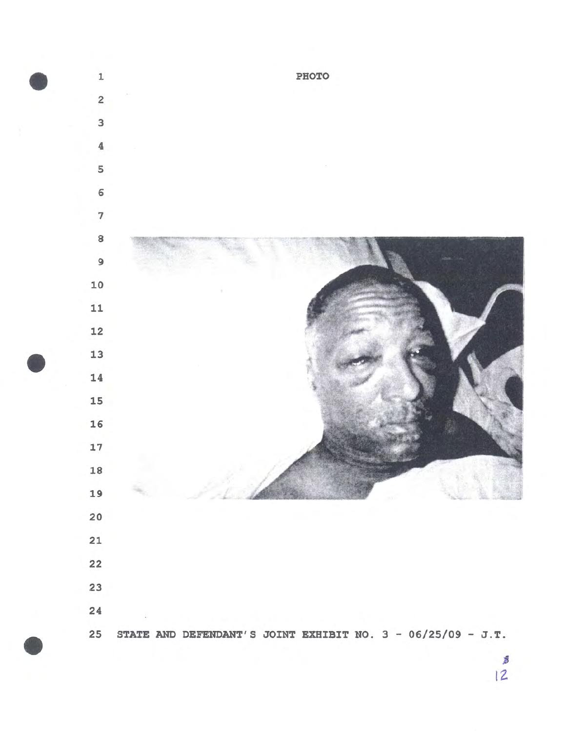PHOTO

STATE AND DEFENDANT'S JOINT EXHIBIT NO. 3 - 06/25/09 - J.T.